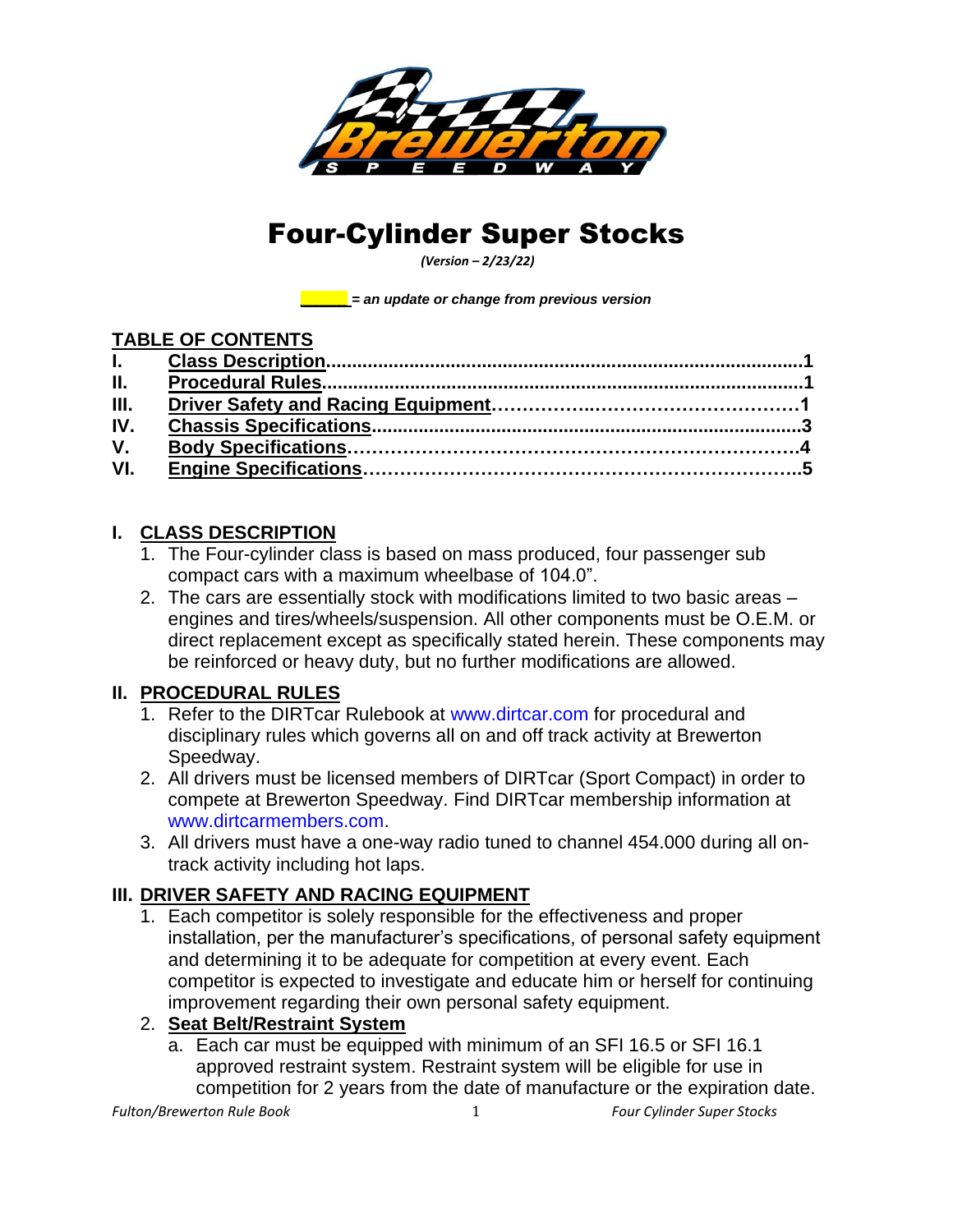# Four-Cylinder Super Stocks

*(Version – 2/23/22)*

_______ *= an update or change from previous version*

## TABLE OF CONTENTS

| | | |
|---|---|---|
| I. | Class Description | 1 |
| II. | Procedural Rules | 1 |
| III. | Driver Safety and Racing Equipment | 1 |
| IV. | Chassis Specifications | 3 |
| V. | Body Specifications | 4 |
| VI. | Engine Specifications | 5 |

## I. CLASS DESCRIPTION

1. The Four-cylinder class is based on mass produced, four passenger sub compact cars with a maximum wheelbase of 104.0".
2. The cars are essentially stock with modifications limited to two basic areas – engines and tires/wheels/suspension. All other components must be O.E.M. or direct replacement except as specifically stated herein. These components may be reinforced or heavy duty, but no further modifications are allowed.

## II. PROCEDURAL RULES

1. Refer to the DIRTcar Rulebook at www.dirtcar.com for procedural and disciplinary rules which governs all on and off track activity at Brewerton Speedway.
2. All drivers must be licensed members of DIRTcar (Sport Compact) in order to compete at Brewerton Speedway. Find DIRTcar membership information at www.dirtcarmembers.com.
3. All drivers must have a one-way radio tuned to channel 454.000 during all on-track activity including hot laps.

## III. DRIVER SAFETY AND RACING EQUIPMENT

1. Each competitor is solely responsible for the effectiveness and proper installation, per the manufacturer's specifications, of personal safety equipment and determining it to be adequate for competition at every event. Each competitor is expected to investigate and educate him or herself for continuing improvement regarding their own personal safety equipment.
2. **Seat Belt/Restraint System**
   a. Each car must be equipped with minimum of an SFI 16.5 or SFI 16.1 approved restraint system. Restraint system will be eligible for use in competition for 2 years from the date of manufacture or the expiration date.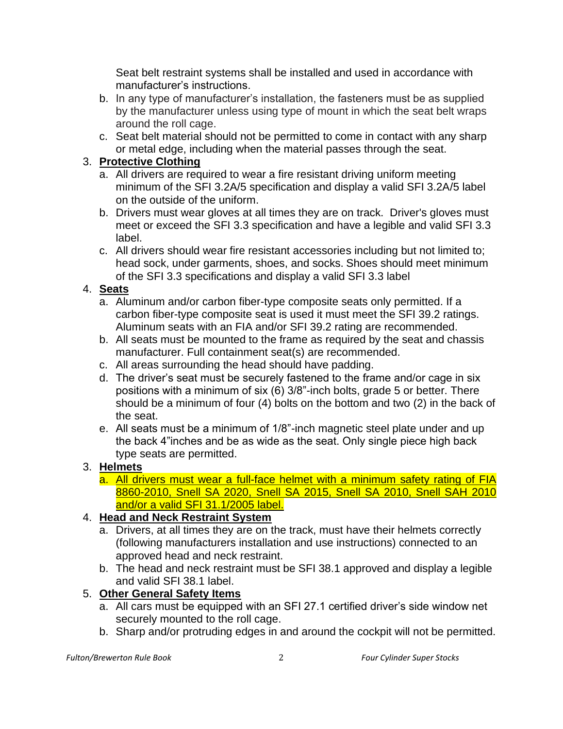Seat belt restraint systems shall be installed and used in accordance with manufacturer's instructions.

b. In any type of manufacturer's installation, the fasteners must be as supplied by the manufacturer unless using type of mount in which the seat belt wraps around the roll cage.
c. Seat belt material should not be permitted to come in contact with any sharp or metal edge, including when the material passes through the seat.

3. **Protective Clothing**
   a. All drivers are required to wear a fire resistant driving uniform meeting minimum of the SFI 3.2A/5 specification and display a valid SFI 3.2A/5 label on the outside of the uniform.
   b. Drivers must wear gloves at all times they are on track. Driver's gloves must meet or exceed the SFI 3.3 specification and have a legible and valid SFI 3.3 label.
   c. All drivers should wear fire resistant accessories including but not limited to; head sock, under garments, shoes, and socks. Shoes should meet minimum of the SFI 3.3 specifications and display a valid SFI 3.3 label

4. **Seats**
   a. Aluminum and/or carbon fiber-type composite seats only permitted. If a carbon fiber-type composite seat is used it must meet the SFI 39.2 ratings. Aluminum seats with an FIA and/or SFI 39.2 rating are recommended.
   b. All seats must be mounted to the frame as required by the seat and chassis manufacturer. Full containment seat(s) are recommended.
   c. All areas surrounding the head should have padding.
   d. The driver's seat must be securely fastened to the frame and/or cage in six positions with a minimum of six (6) 3/8"-inch bolts, grade 5 or better. There should be a minimum of four (4) bolts on the bottom and two (2) in the back of the seat.
   e. All seats must be a minimum of 1/8"-inch magnetic steel plate under and up the back 4"inches and be as wide as the seat. Only single piece high back type seats are permitted.

3. **Helmets**
   a. <u>All drivers must wear a full-face helmet with a minimum safety rating of FIA 8860-2010, Snell SA 2020, Snell SA 2015, Snell SA 2010, Snell SAH 2010 and/or a valid SFI 31.1/2005 label.</u>

4. **Head and Neck Restraint System**
   a. Drivers, at all times they are on the track, must have their helmets correctly (following manufacturers installation and use instructions) connected to an approved head and neck restraint.
   b. The head and neck restraint must be SFI 38.1 approved and display a legible and valid SFI 38.1 label.

5. **Other General Safety Items**
   a. All cars must be equipped with an SFI 27.1 certified driver's side window net securely mounted to the roll cage.
   b. Sharp and/or protruding edges in and around the cockpit will not be permitted.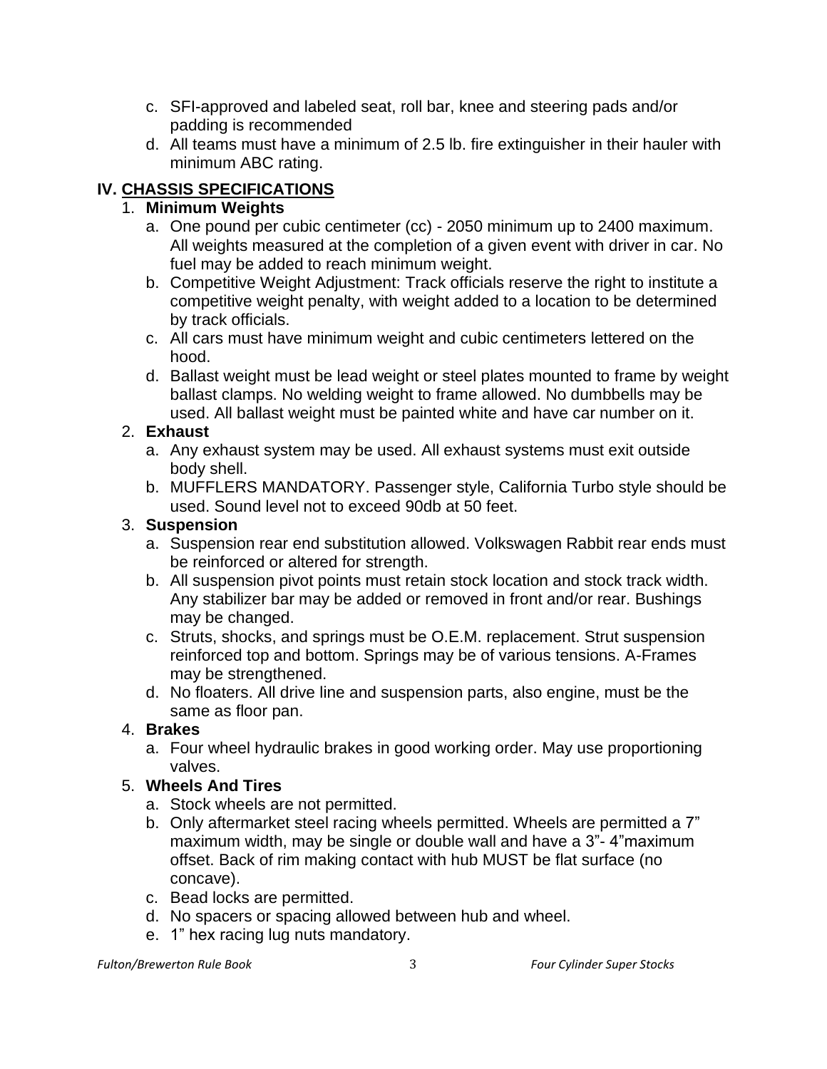c. SFI-approved and labeled seat, roll bar, knee and steering pads and/or padding is recommended
d. All teams must have a minimum of 2.5 lb. fire extinguisher in their hauler with minimum ABC rating.

## IV. CHASSIS SPECIFICATIONS

1. **Minimum Weights**
   a. One pound per cubic centimeter (cc) - 2050 minimum up to 2400 maximum. All weights measured at the completion of a given event with driver in car. No fuel may be added to reach minimum weight.
   b. Competitive Weight Adjustment: Track officials reserve the right to institute a competitive weight penalty, with weight added to a location to be determined by track officials.
   c. All cars must have minimum weight and cubic centimeters lettered on the hood.
   d. Ballast weight must be lead weight or steel plates mounted to frame by weight ballast clamps. No welding weight to frame allowed. No dumbbells may be used. All ballast weight must be painted white and have car number on it.
2. **Exhaust**
   a. Any exhaust system may be used. All exhaust systems must exit outside body shell.
   b. MUFFLERS MANDATORY. Passenger style, California Turbo style should be used. Sound level not to exceed 90db at 50 feet.
3. **Suspension**
   a. Suspension rear end substitution allowed. Volkswagen Rabbit rear ends must be reinforced or altered for strength.
   b. All suspension pivot points must retain stock location and stock track width. Any stabilizer bar may be added or removed in front and/or rear. Bushings may be changed.
   c. Struts, shocks, and springs must be O.E.M. replacement. Strut suspension reinforced top and bottom. Springs may be of various tensions. A-Frames may be strengthened.
   d. No floaters. All drive line and suspension parts, also engine, must be the same as floor pan.
4. **Brakes**
   a. Four wheel hydraulic brakes in good working order. May use proportioning valves.
5. **Wheels And Tires**
   a. Stock wheels are not permitted.
   b. Only aftermarket steel racing wheels permitted. Wheels are permitted a 7" maximum width, may be single or double wall and have a 3"- 4"maximum offset. Back of rim making contact with hub MUST be flat surface (no concave).
   c. Bead locks are permitted.
   d. No spacers or spacing allowed between hub and wheel.
   e. 1" hex racing lug nuts mandatory.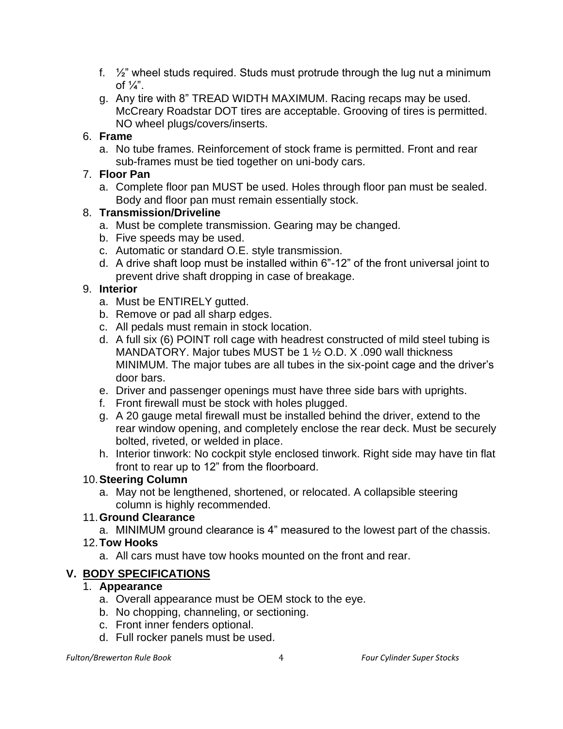f. ½" wheel studs required. Studs must protrude through the lug nut a minimum of ¼".
g. Any tire with 8" TREAD WIDTH MAXIMUM. Racing recaps may be used. McCreary Roadstar DOT tires are acceptable. Grooving of tires is permitted. NO wheel plugs/covers/inserts.

6. **Frame**
   a. No tube frames. Reinforcement of stock frame is permitted. Front and rear sub-frames must be tied together on uni-body cars.
7. **Floor Pan**
   a. Complete floor pan MUST be used. Holes through floor pan must be sealed. Body and floor pan must remain essentially stock.
8. **Transmission/Driveline**
   a. Must be complete transmission. Gearing may be changed.
   b. Five speeds may be used.
   c. Automatic or standard O.E. style transmission.
   d. A drive shaft loop must be installed within 6"-12" of the front universal joint to prevent drive shaft dropping in case of breakage.
9. **Interior**
   a. Must be ENTIRELY gutted.
   b. Remove or pad all sharp edges.
   c. All pedals must remain in stock location.
   d. A full six (6) POINT roll cage with headrest constructed of mild steel tubing is MANDATORY. Major tubes MUST be 1 ½ O.D. X .090 wall thickness MINIMUM. The major tubes are all tubes in the six-point cage and the driver's door bars.
   e. Driver and passenger openings must have three side bars with uprights.
   f. Front firewall must be stock with holes plugged.
   g. A 20 gauge metal firewall must be installed behind the driver, extend to the rear window opening, and completely enclose the rear deck. Must be securely bolted, riveted, or welded in place.
   h. Interior tinwork: No cockpit style enclosed tinwork. Right side may have tin flat front to rear up to 12" from the floorboard.
10. **Steering Column**
    a. May not be lengthened, shortened, or relocated. A collapsible steering column is highly recommended.
11. **Ground Clearance**
    a. MINIMUM ground clearance is 4" measured to the lowest part of the chassis.
12. **Tow Hooks**
    a. All cars must have tow hooks mounted on the front and rear.

## V. BODY SPECIFICATIONS

1. **Appearance**
   a. Overall appearance must be OEM stock to the eye.
   b. No chopping, channeling, or sectioning.
   c. Front inner fenders optional.
   d. Full rocker panels must be used.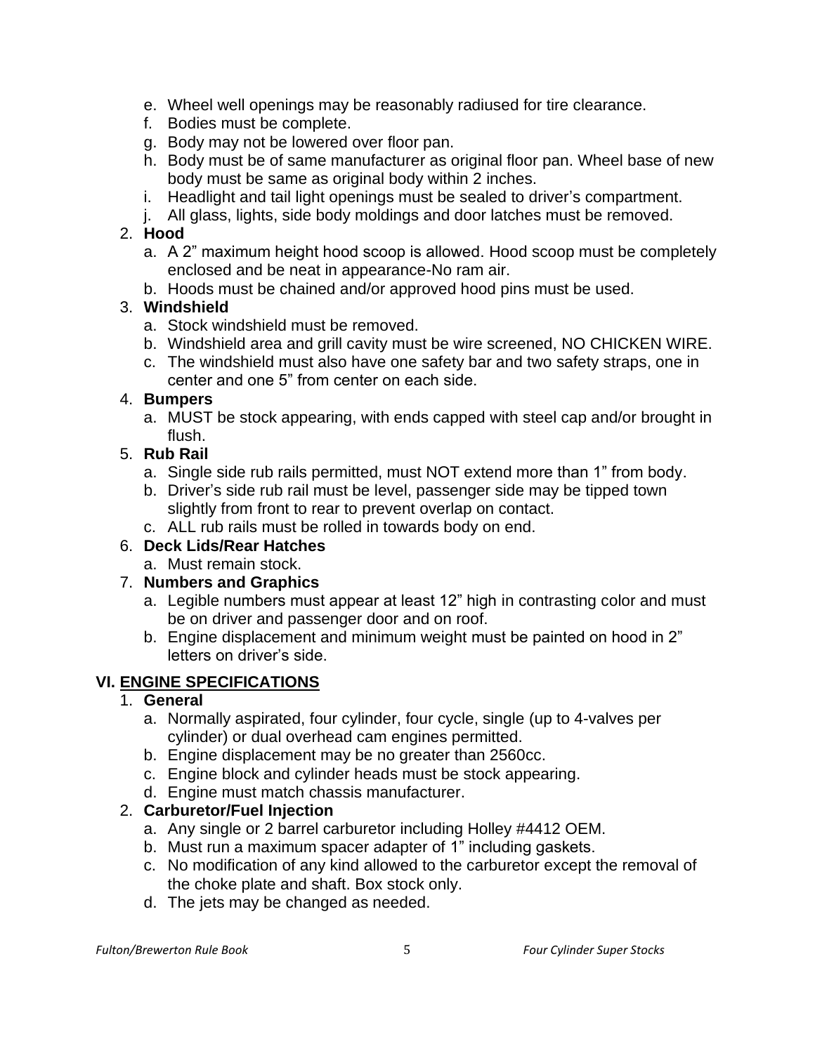e. Wheel well openings may be reasonably radiused for tire clearance.
   f. Bodies must be complete.
   g. Body may not be lowered over floor pan.
   h. Body must be of same manufacturer as original floor pan. Wheel base of new body must be same as original body within 2 inches.
   i. Headlight and tail light openings must be sealed to driver's compartment.
   j. All glass, lights, side body moldings and door latches must be removed.

2. **Hood**
   a. A 2" maximum height hood scoop is allowed. Hood scoop must be completely enclosed and be neat in appearance-No ram air.
   b. Hoods must be chained and/or approved hood pins must be used.

3. **Windshield**
   a. Stock windshield must be removed.
   b. Windshield area and grill cavity must be wire screened, NO CHICKEN WIRE.
   c. The windshield must also have one safety bar and two safety straps, one in center and one 5" from center on each side.

4. **Bumpers**
   a. MUST be stock appearing, with ends capped with steel cap and/or brought in flush.

5. **Rub Rail**
   a. Single side rub rails permitted, must NOT extend more than 1" from body.
   b. Driver's side rub rail must be level, passenger side may be tipped town slightly from front to rear to prevent overlap on contact.
   c. ALL rub rails must be rolled in towards body on end.

6. **Deck Lids/Rear Hatches**
   a. Must remain stock.

7. **Numbers and Graphics**
   a. Legible numbers must appear at least 12" high in contrasting color and must be on driver and passenger door and on roof.
   b. Engine displacement and minimum weight must be painted on hood in 2" letters on driver's side.

## VI. ENGINE SPECIFICATIONS

1. **General**
   a. Normally aspirated, four cylinder, four cycle, single (up to 4-valves per cylinder) or dual overhead cam engines permitted.
   b. Engine displacement may be no greater than 2560cc.
   c. Engine block and cylinder heads must be stock appearing.
   d. Engine must match chassis manufacturer.

2. **Carburetor/Fuel Injection**
   a. Any single or 2 barrel carburetor including Holley #4412 OEM.
   b. Must run a maximum spacer adapter of 1" including gaskets.
   c. No modification of any kind allowed to the carburetor except the removal of the choke plate and shaft. Box stock only.
   d. The jets may be changed as needed.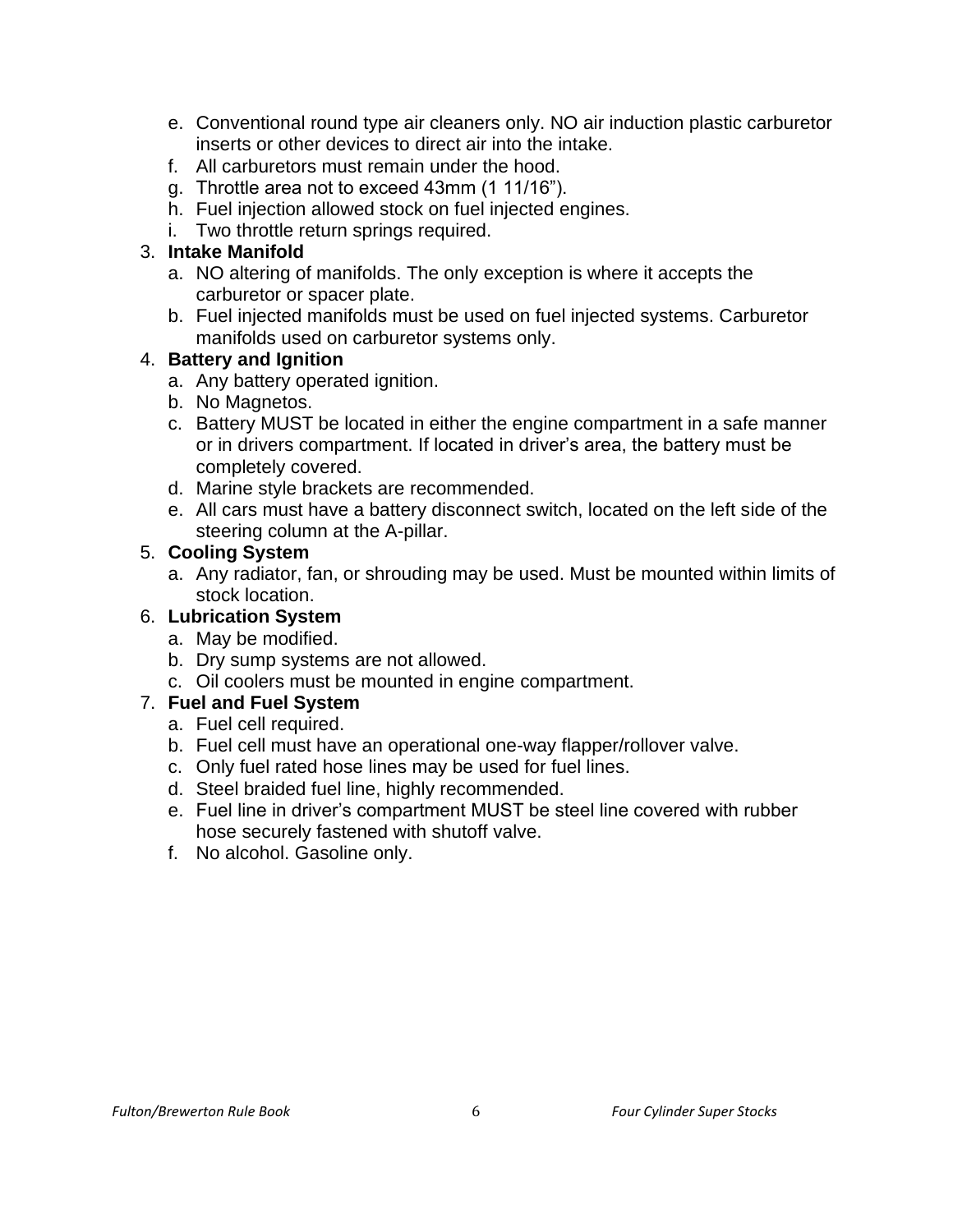e. Conventional round type air cleaners only. NO air induction plastic carburetor inserts or other devices to direct air into the intake.
f. All carburetors must remain under the hood.
g. Throttle area not to exceed 43mm (1 11/16").
h. Fuel injection allowed stock on fuel injected engines.
i. Two throttle return springs required.

3. **Intake Manifold**
   a. NO altering of manifolds. The only exception is where it accepts the carburetor or spacer plate.
   b. Fuel injected manifolds must be used on fuel injected systems. Carburetor manifolds used on carburetor systems only.
4. **Battery and Ignition**
   a. Any battery operated ignition.
   b. No Magnetos.
   c. Battery MUST be located in either the engine compartment in a safe manner or in drivers compartment. If located in driver's area, the battery must be completely covered.
   d. Marine style brackets are recommended.
   e. All cars must have a battery disconnect switch, located on the left side of the steering column at the A-pillar.
5. **Cooling System**
   a. Any radiator, fan, or shrouding may be used. Must be mounted within limits of stock location.
6. **Lubrication System**
   a. May be modified.
   b. Dry sump systems are not allowed.
   c. Oil coolers must be mounted in engine compartment.
7. **Fuel and Fuel System**
   a. Fuel cell required.
   b. Fuel cell must have an operational one-way flapper/rollover valve.
   c. Only fuel rated hose lines may be used for fuel lines.
   d. Steel braided fuel line, highly recommended.
   e. Fuel line in driver's compartment MUST be steel line covered with rubber hose securely fastened with shutoff valve.
   f. No alcohol. Gasoline only.